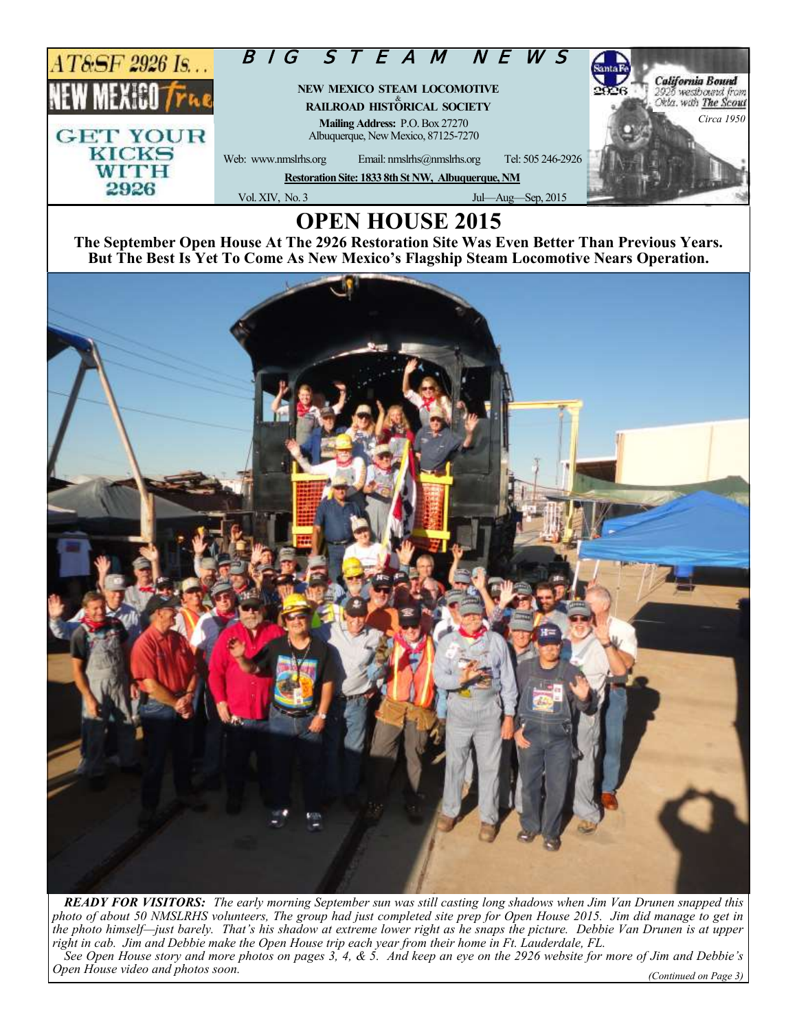AT&SF 2926 Is…

NEW MEXICO True

GET YOUR KICKS WITH 2926

# BIG STEAM NEWS

**NEW MEXICO STEAM LOCOMOTIVE & RAILROAD HISTORICAL SOCIETY**

**Mailing Address:** P.O. Box 27270
Albuquerque, New Mexico, 87125-7270

Web: www.nmslrhs.org Email: nmslrhs@nmslrhs.org Tel: 505 246-2926

**Restoration Site: 1833 8th St NW, Albuquerque, NM**

Vol. XIV, No. 3 Jul—Aug—Sep, 2015

*California Bound*
*2926 westbound from Okla. with The Scout*
*Circa 1950*

# OPEN HOUSE 2015

**The September Open House At The 2926 Restoration Site Was Even Better Than Previous Years. But The Best Is Yet To Come As New Mexico's Flagship Steam Locomotive Nears Operation.**

***READY FOR VISITORS:*** *The early morning September sun was still casting long shadows when Jim Van Drunen snapped this photo of about 50 NMSLRHS volunteers, The group had just completed site prep for Open House 2015. Jim did manage to get in the photo himself—just barely. That's his shadow at extreme lower right as he snaps the picture. Debbie Van Drunen is at upper right in cab. Jim and Debbie make the Open House trip each year from their home in Ft. Lauderdale, FL.*

*See Open House story and more photos on pages 3, 4, & 5. And keep an eye on the 2926 website for more of Jim and Debbie's Open House video and photos soon.*

*(Continued on Page 3)*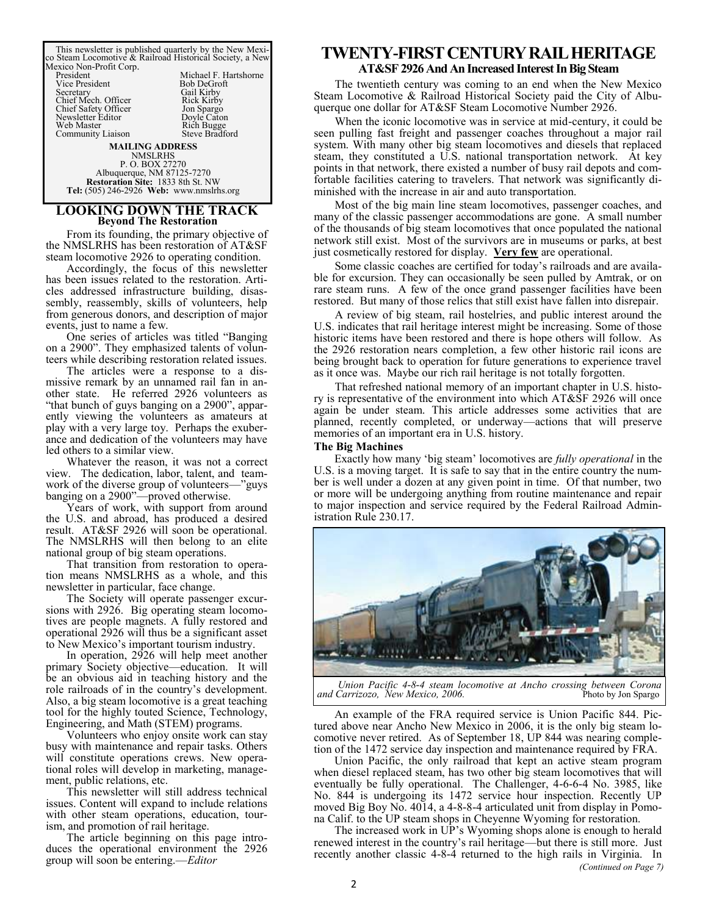This newsletter is published quarterly by the New Mexico Steam Locomotive & Railroad Historical Society, a New Mexico Non-Profit Corp.

| | |
|---|---|
| President | Michael F. Hartshorne |
| Vice President | Bob DeGroft |
| Secretary | Gail Kirby |
| Chief Mech. Officer | Rick Kirby |
| Chief Safety Officer | Jon Spargo |
| Newsletter Editor | Doyle Caton |
| Web Master | Rich Bugge |
| Community Liaison | Steve Bradford |

**MAILING ADDRESS**
NMSLRHS
P. O. BOX 27270
Albuquerque, NM 87125-7270
**Restoration Site:** 1833 8th St. NW
**Tel:** (505) 246-2926 **Web:** www.nmslrhs.org

## LOOKING DOWN THE TRACK
### Beyond The Restoration

From its founding, the primary objective of the NMSLRHS has been restoration of AT&SF steam locomotive 2926 to operating condition.

Accordingly, the focus of this newsletter has been issues related to the restoration. Articles addressed infrastructure building, disassembly, reassembly, skills of volunteers, help from generous donors, and description of major events, just to name a few.

One series of articles was titled "Banging on a 2900". They emphasized talents of volunteers while describing restoration related issues.

The articles were a response to a dismissive remark by an unnamed rail fan in another state. He referred 2926 volunteers as "that bunch of guys banging on a 2900", apparently viewing the volunteers as amateurs at play with a very large toy. Perhaps the exuberance and dedication of the volunteers may have led others to a similar view.

Whatever the reason, it was not a correct view. The dedication, labor, talent, and teamwork of the diverse group of volunteers—"guys banging on a 2900"—proved otherwise.

Years of work, with support from around the U.S. and abroad, has produced a desired result. AT&SF 2926 will soon be operational. The NMSLRHS will then belong to an elite national group of big steam operations.

That transition from restoration to operation means NMSLRHS as a whole, and this newsletter in particular, face change.

The Society will operate passenger excursions with 2926. Big operating steam locomotives are people magnets. A fully restored and operational 2926 will thus be a significant asset to New Mexico's important tourism industry.

In operation, 2926 will help meet another primary Society objective—education. It will be an obvious aid in teaching history and the role railroads of in the country's development. Also, a big steam locomotive is a great teaching tool for the highly touted Science, Technology, Engineering, and Math (STEM) programs.

Volunteers who enjoy onsite work can stay busy with maintenance and repair tasks. Others will constitute operations crews. New operational roles will develop in marketing, management, public relations, etc.

This newsletter will still address technical issues. Content will expand to include relations with other steam operations, education, tourism, and promotion of rail heritage.

The article beginning on this page introduces the operational environment the 2926 group will soon be entering.—*Editor*

# TWENTY-FIRST CENTURY RAIL HERITAGE
### AT&SF 2926 And An Increased Interest In Big Steam

The twentieth century was coming to an end when the New Mexico Steam Locomotive & Railroad Historical Society paid the City of Albuquerque one dollar for AT&SF Steam Locomotive Number 2926.

When the iconic locomotive was in service at mid-century, it could be seen pulling fast freight and passenger coaches throughout a major rail system. With many other big steam locomotives and diesels that replaced steam, they constituted a U.S. national transportation network. At key points in that network, there existed a number of busy rail depots and comfortable facilities catering to travelers. That network was significantly diminished with the increase in air and auto transportation.

Most of the big main line steam locomotives, passenger coaches, and many of the classic passenger accommodations are gone. A small number of the thousands of big steam locomotives that once populated the national network still exist. Most of the survivors are in museums or parks, at best just cosmetically restored for display. **Very few** are operational.

Some classic coaches are certified for today's railroads and are available for excursion. They can occasionally be seen pulled by Amtrak, or on rare steam runs. A few of the once grand passenger facilities have been restored. But many of those relics that still exist have fallen into disrepair.

A review of big steam, rail hostelries, and public interest around the U.S. indicates that rail heritage interest might be increasing. Some of those historic items have been restored and there is hope others will follow. As the 2926 restoration nears completion, a few other historic rail icons are being brought back to operation for future generations to experience travel as it once was. Maybe our rich rail heritage is not totally forgotten.

That refreshed national memory of an important chapter in U.S. history is representative of the environment into which AT&SF 2926 will once again be under steam. This article addresses some activities that are planned, recently completed, or underway—actions that will preserve memories of an important era in U.S. history.

**The Big Machines**

Exactly how many 'big steam' locomotives are *fully operational* in the U.S. is a moving target. It is safe to say that in the entire country the number is well under a dozen at any given point in time. Of that number, two or more will be undergoing anything from routine maintenance and repair to major inspection and service required by the Federal Railroad Administration Rule 230.17.

*Union Pacific 4-8-4 steam locomotive at Ancho crossing between Corona and Carrizozo, New Mexico, 2006.* Photo by Jon Spargo

An example of the FRA required service is Union Pacific 844. Pictured above near Ancho New Mexico in 2006, it is the only big steam locomotive never retired. As of September 18, UP 844 was nearing completion of the 1472 service day inspection and maintenance required by FRA.

Union Pacific, the only railroad that kept an active steam program when diesel replaced steam, has two other big steam locomotives that will eventually be fully operational. The Challenger, 4-6-6-4 No. 3985, like No. 844 is undergoing its 1472 service hour inspection. Recently UP moved Big Boy No. 4014, a 4-8-8-4 articulated unit from display in Pomona Calif. to the UP steam shops in Cheyenne Wyoming for restoration.

The increased work in UP's Wyoming shops alone is enough to herald renewed interest in the country's rail heritage—but there is still more. Just recently another classic 4-8-4 returned to the high rails in Virginia. In

*(Continued on Page 7)*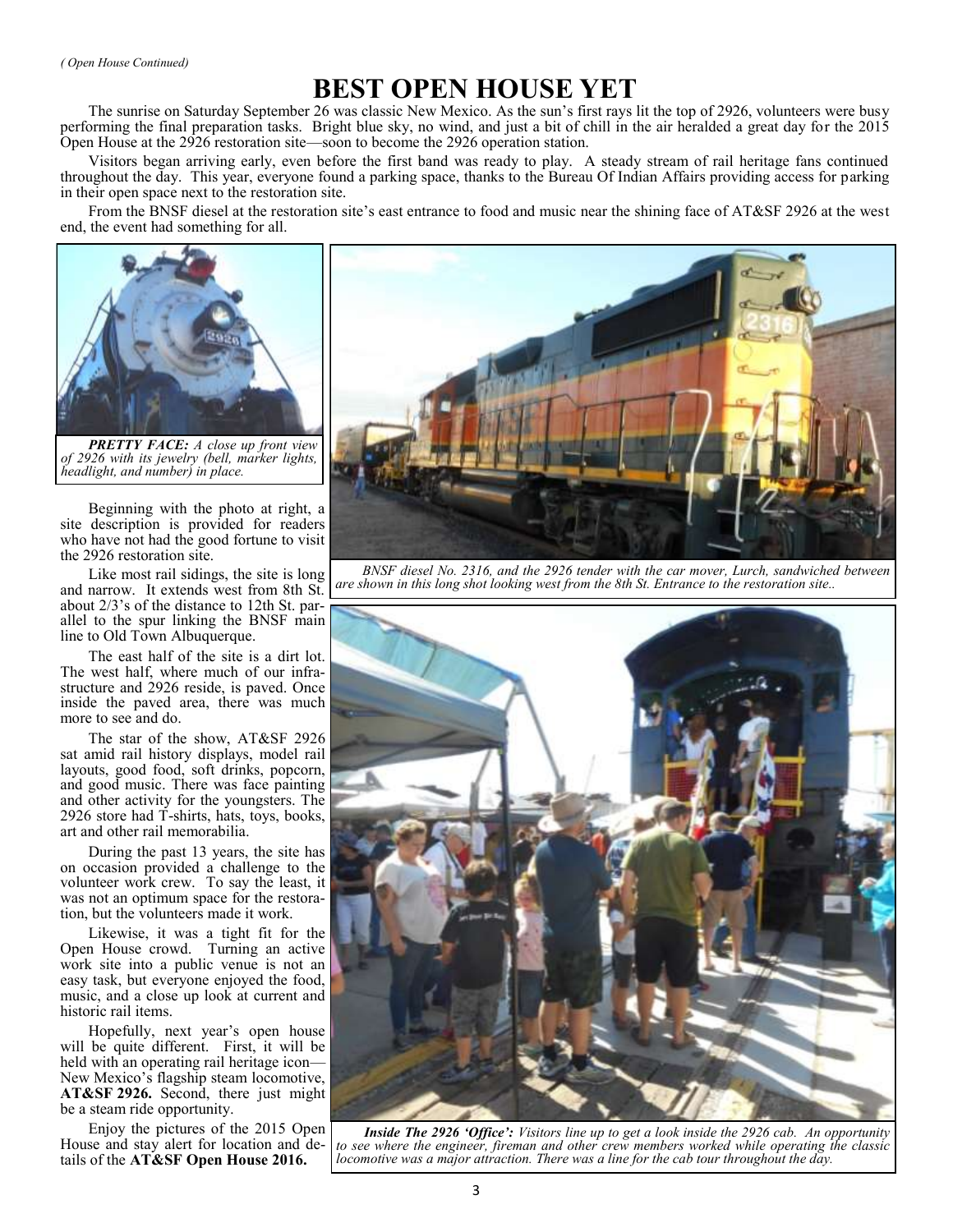*( Open House Continued)*

# BEST OPEN HOUSE YET

The sunrise on Saturday September 26 was classic New Mexico. As the sun's first rays lit the top of 2926, volunteers were busy performing the final preparation tasks. Bright blue sky, no wind, and just a bit of chill in the air heralded a great day for the 2015 Open House at the 2926 restoration site—soon to become the 2926 operation station.

Visitors began arriving early, even before the first band was ready to play. A steady stream of rail heritage fans continued throughout the day. This year, everyone found a parking space, thanks to the Bureau Of Indian Affairs providing access for parking in their open space next to the restoration site.

From the BNSF diesel at the restoration site's east entrance to food and music near the shining face of AT&SF 2926 at the west end, the event had something for all.

***PRETTY FACE:*** *A close up front view of 2926 with its jewelry (bell, marker lights, headlight, and number) in place.*

Beginning with the photo at right, a site description is provided for readers who have not had the good fortune to visit the 2926 restoration site.

Like most rail sidings, the site is long and narrow. It extends west from 8th St. about 2/3's of the distance to 12th St. parallel to the spur linking the BNSF main line to Old Town Albuquerque.

The east half of the site is a dirt lot. The west half, where much of our infrastructure and 2926 reside, is paved. Once inside the paved area, there was much more to see and do.

The star of the show, AT&SF 2926 sat amid rail history displays, model rail layouts, good food, soft drinks, popcorn, and good music. There was face painting and other activity for the youngsters. The 2926 store had T-shirts, hats, toys, books, art and other rail memorabilia.

During the past 13 years, the site has on occasion provided a challenge to the volunteer work crew. To say the least, it was not an optimum space for the restoration, but the volunteers made it work.

Likewise, it was a tight fit for the Open House crowd. Turning an active work site into a public venue is not an easy task, but everyone enjoyed the food, music, and a close up look at current and historic rail items.

Hopefully, next year's open house will be quite different. First, it will be held with an operating rail heritage icon—New Mexico's flagship steam locomotive, **AT&SF 2926.** Second, there just might be a steam ride opportunity.

Enjoy the pictures of the 2015 Open House and stay alert for location and details of the **AT&SF Open House 2016.**

*BNSF diesel No. 2316, and the 2926 tender with the car mover, Lurch, sandwiched between are shown in this long shot looking west from the 8th St. Entrance to the restoration site..*

***Inside The 2926 'Office':*** *Visitors line up to get a look inside the 2926 cab. An opportunity to see where the engineer, fireman and other crew members worked while operating the classic locomotive was a major attraction. There was a line for the cab tour throughout the day.*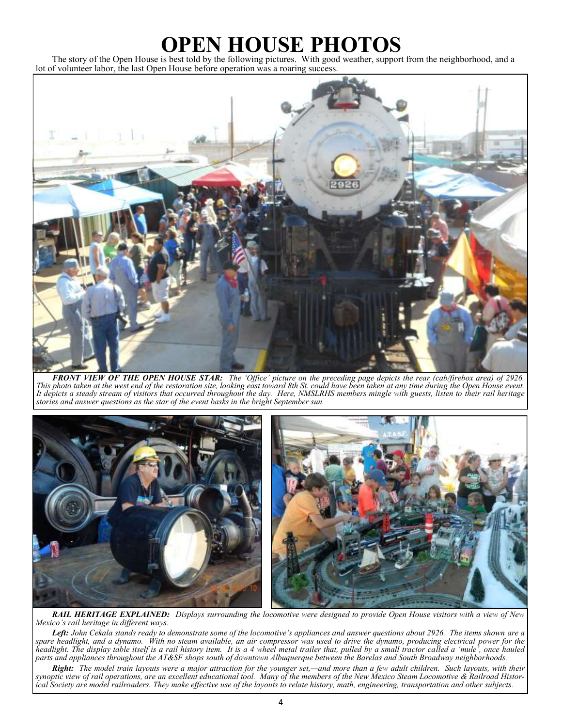# OPEN HOUSE PHOTOS

The story of the Open House is best told by the following pictures. With good weather, support from the neighborhood, and a lot of volunteer labor, the last Open House before operation was a roaring success.

***FRONT VIEW OF THE OPEN HOUSE STAR:*** *The 'Office' picture on the preceding page depicts the rear (cab/firebox area) of 2926. This photo taken at the west end of the restoration site, looking east toward 8th St. could have been taken at any time during the Open House event. It depicts a steady stream of visitors that occurred throughout the day. Here, NMSLRHS members mingle with guests, listen to their rail heritage stories and answer questions as the star of the event basks in the bright September sun.*

***RAIL HERITAGE EXPLAINED:*** *Displays surrounding the locomotive were designed to provide Open House visitors with a view of New Mexico's rail heritage in different ways.*

***Left:*** *John Cekala stands ready to demonstrate some of the locomotive's appliances and answer questions about 2926. The items shown are a spare headlight, and a dynamo. With no steam available, an air compressor was used to drive the dynamo, producing electrical power for the headlight. The display table itself is a rail history item. It is a 4 wheel metal trailer that, pulled by a small tractor called a 'mule', once hauled parts and appliances throughout the AT&SF shops south of downtown Albuquerque between the Barelas and South Broadway neighborhoods.*

***Right:*** *The model train layouts were a major attraction for the younger set,—and more than a few adult children. Such layouts, with their synoptic view of rail operations, are an excellent educational tool. Many of the members of the New Mexico Steam Locomotive & Railroad Historical Society are model railroaders. They make effective use of the layouts to relate history, math, engineering, transportation and other subjects.*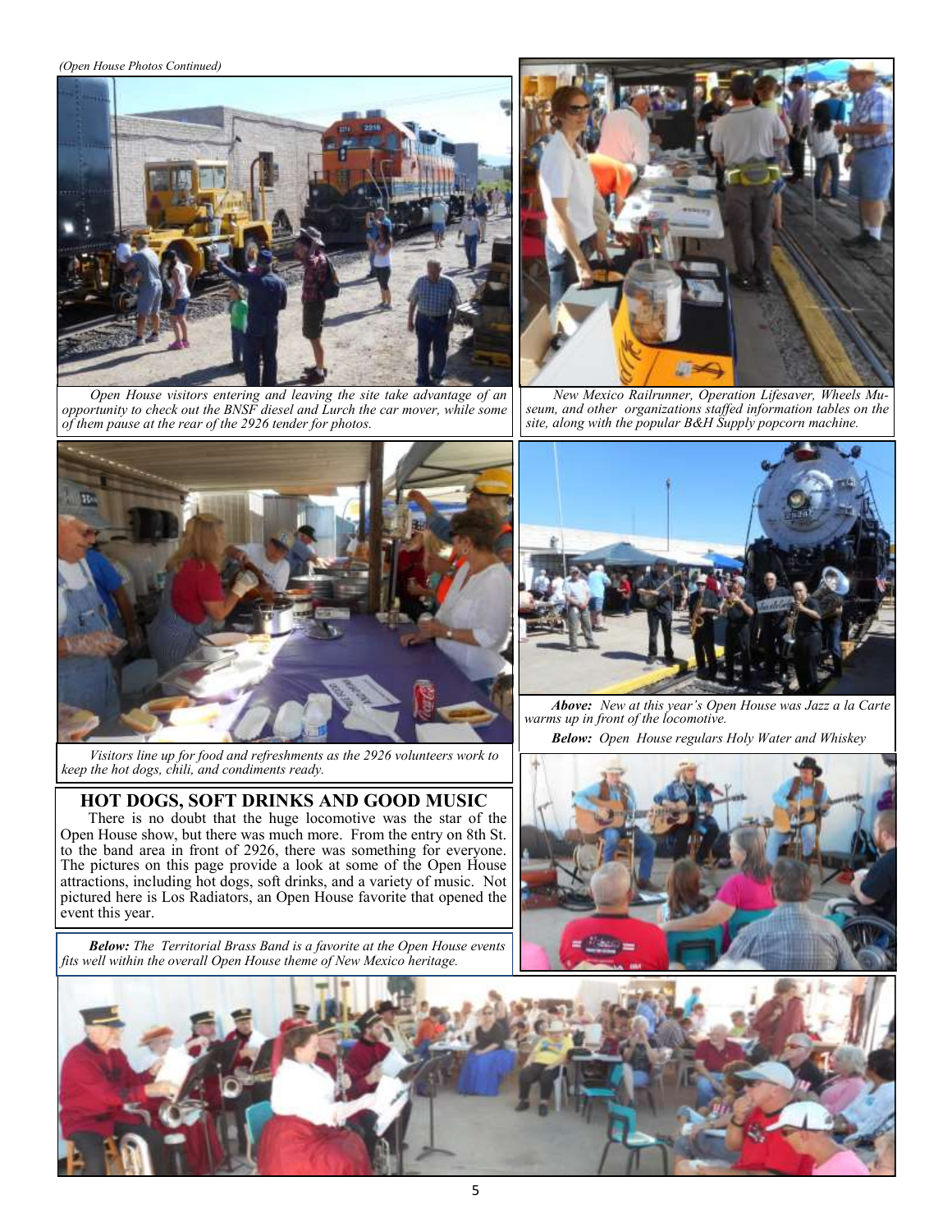*(Open House Photos Continued)*

*Open House visitors entering and leaving the site take advantage of an opportunity to check out the BNSF diesel and Lurch the car mover, while some of them pause at the rear of the 2926 tender for photos.*

*New Mexico Railrunner, Operation Lifesaver, Wheels Museum, and other organizations staffed information tables on the site, along with the popular B&H Supply popcorn machine.*

*Visitors line up for food and refreshments as the 2926 volunteers work to keep the hot dogs, chili, and condiments ready.*

## HOT DOGS, SOFT DRINKS AND GOOD MUSIC

There is no doubt that the huge locomotive was the star of the Open House show, but there was much more. From the entry on 8th St. to the band area in front of 2926, there was something for everyone. The pictures on this page provide a look at some of the Open House attractions, including hot dogs, soft drinks, and a variety of music. Not pictured here is Los Radiators, an Open House favorite that opened the event this year.

***Above:*** *New at this year's Open House was Jazz a la Carte warms up in front of the locomotive.*

***Below:*** *Open House regulars Holy Water and Whiskey*

***Below:*** *The Territorial Brass Band is a favorite at the Open House events fits well within the overall Open House theme of New Mexico heritage.*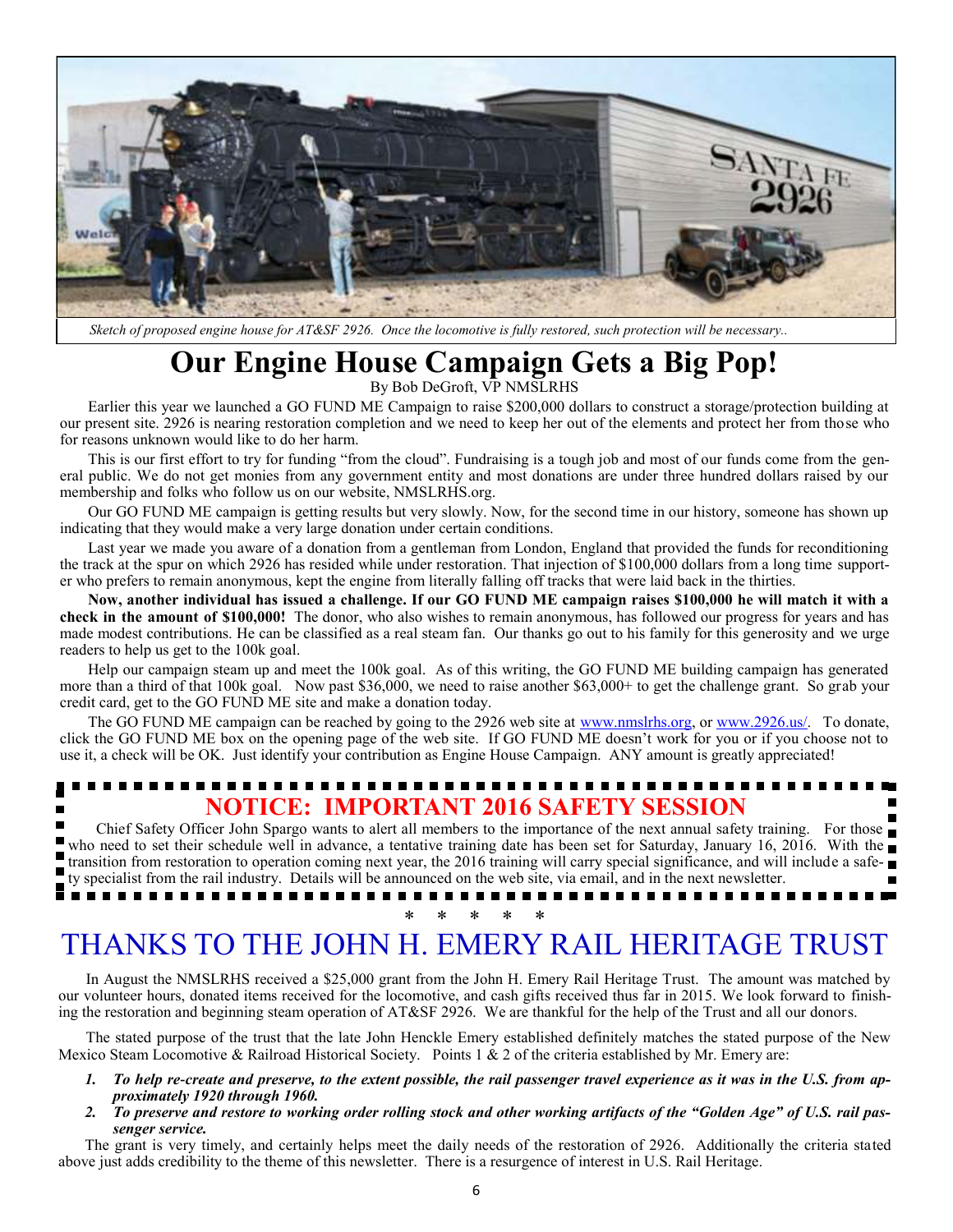*Sketch of proposed engine house for AT&SF 2926. Once the locomotive is fully restored, such protection will be necessary..*

# Our Engine House Campaign Gets a Big Pop!

By Bob DeGroft, VP NMSLRHS

Earlier this year we launched a GO FUND ME Campaign to raise $200,000 dollars to construct a storage/protection building at our present site. 2926 is nearing restoration completion and we need to keep her out of the elements and protect her from those who for reasons unknown would like to do her harm.

This is our first effort to try for funding "from the cloud". Fundraising is a tough job and most of our funds come from the general public. We do not get monies from any government entity and most donations are under three hundred dollars raised by our membership and folks who follow us on our website, NMSLRHS.org.

Our GO FUND ME campaign is getting results but very slowly. Now, for the second time in our history, someone has shown up indicating that they would make a very large donation under certain conditions.

Last year we made you aware of a donation from a gentleman from London, England that provided the funds for reconditioning the track at the spur on which 2926 has resided while under restoration. That injection of $100,000 dollars from a long time supporter who prefers to remain anonymous, kept the engine from literally falling off tracks that were laid back in the thirties.

**Now, another individual has issued a challenge. If our GO FUND ME campaign raises $100,000 he will match it with a check in the amount of $100,000!** The donor, who also wishes to remain anonymous, has followed our progress for years and has made modest contributions. He can be classified as a real steam fan. Our thanks go out to his family for this generosity and we urge readers to help us get to the 100k goal.

Help our campaign steam up and meet the 100k goal. As of this writing, the GO FUND ME building campaign has generated more than a third of that 100k goal. Now past $36,000, we need to raise another $63,000+ to get the challenge grant. So grab your credit card, get to the GO FUND ME site and make a donation today.

The GO FUND ME campaign can be reached by going to the 2926 web site at www.nmslrhs.org, or www.2926.us/. To donate, click the GO FUND ME box on the opening page of the web site. If GO FUND ME doesn't work for you or if you choose not to use it, a check will be OK. Just identify your contribution as Engine House Campaign. ANY amount is greatly appreciated!

## NOTICE: IMPORTANT 2016 SAFETY SESSION

Chief Safety Officer John Spargo wants to alert all members to the importance of the next annual safety training. For those who need to set their schedule well in advance, a tentative training date has been set for Saturday, January 16, 2016. With the transition from restoration to operation coming next year, the 2016 training will carry special significance, and will include a safety specialist from the rail industry. Details will be announced on the web site, via email, and in the next newsletter.

\* \* \* \* \*

# THANKS TO THE JOHN H. EMERY RAIL HERITAGE TRUST

In August the NMSLRHS received a $25,000 grant from the John H. Emery Rail Heritage Trust. The amount was matched by our volunteer hours, donated items received for the locomotive, and cash gifts received thus far in 2015. We look forward to finishing the restoration and beginning steam operation of AT&SF 2926. We are thankful for the help of the Trust and all our donors.

The stated purpose of the trust that the late John Henckle Emery established definitely matches the stated purpose of the New Mexico Steam Locomotive & Railroad Historical Society. Points 1 & 2 of the criteria established by Mr. Emery are:

1. ***To help re-create and preserve, to the extent possible, the rail passenger travel experience as it was in the U.S. from approximately 1920 through 1960.***
2. ***To preserve and restore to working order rolling stock and other working artifacts of the "Golden Age" of U.S. rail passenger service.***

The grant is very timely, and certainly helps meet the daily needs of the restoration of 2926. Additionally the criteria stated above just adds credibility to the theme of this newsletter. There is a resurgence of interest in U.S. Rail Heritage.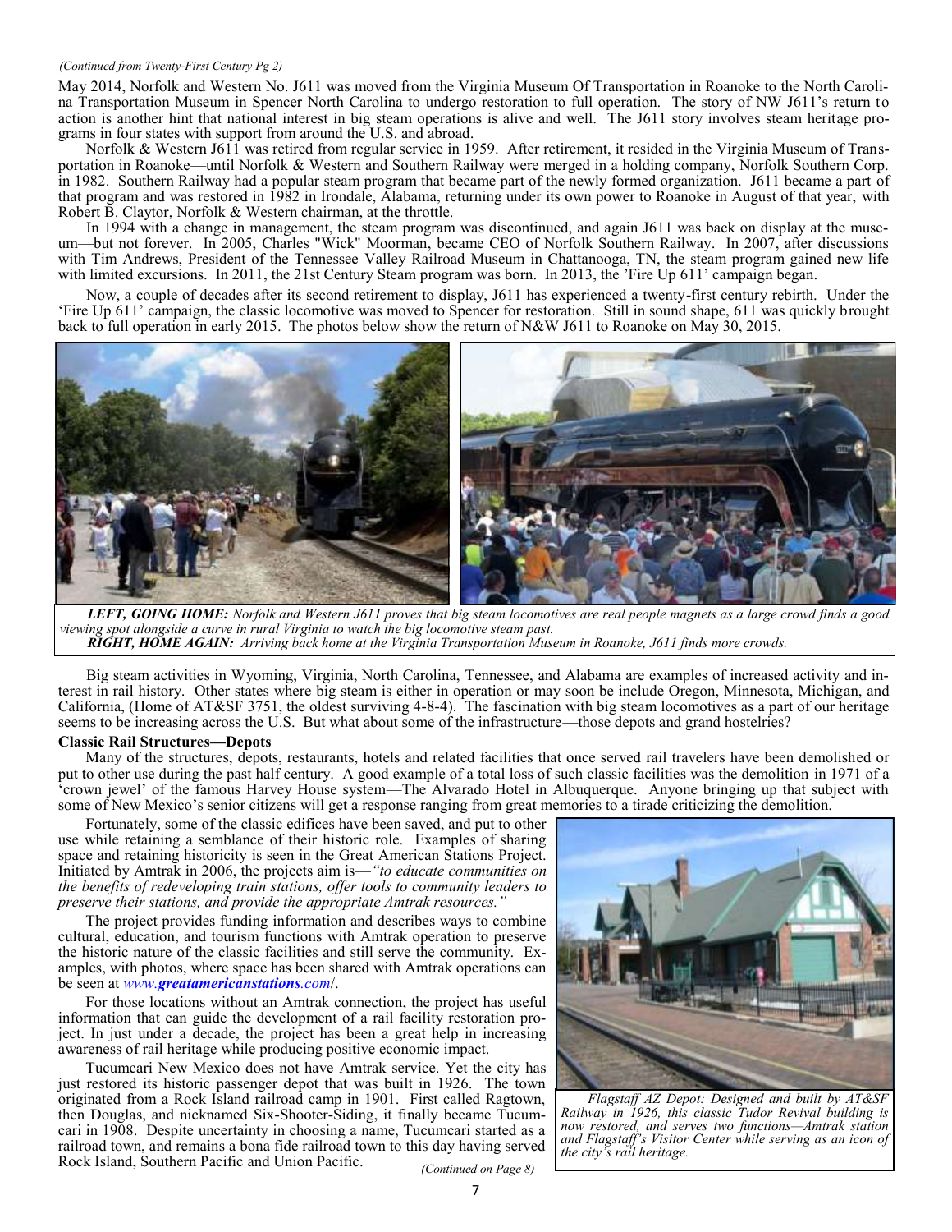*(Continued from Twenty-First Century Pg 2)*

May 2014, Norfolk and Western No. J611 was moved from the Virginia Museum Of Transportation in Roanoke to the North Carolina Transportation Museum in Spencer North Carolina to undergo restoration to full operation. The story of NW J611's return to action is another hint that national interest in big steam operations is alive and well. The J611 story involves steam heritage programs in four states with support from around the U.S. and abroad.

Norfolk & Western J611 was retired from regular service in 1959. After retirement, it resided in the Virginia Museum of Transportation in Roanoke—until Norfolk & Western and Southern Railway were merged in a holding company, Norfolk Southern Corp. in 1982. Southern Railway had a popular steam program that became part of the newly formed organization. J611 became a part of that program and was restored in 1982 in Irondale, Alabama, returning under its own power to Roanoke in August of that year, with Robert B. Claytor, Norfolk & Western chairman, at the throttle.

In 1994 with a change in management, the steam program was discontinued, and again J611 was back on display at the museum—but not forever. In 2005, Charles "Wick" Moorman, became CEO of Norfolk Southern Railway. In 2007, after discussions with Tim Andrews, President of the Tennessee Valley Railroad Museum in Chattanooga, TN, the steam program gained new life with limited excursions. In 2011, the 21st Century Steam program was born. In 2013, the 'Fire Up 611' campaign began.

Now, a couple of decades after its second retirement to display, J611 has experienced a twenty-first century rebirth. Under the 'Fire Up 611' campaign, the classic locomotive was moved to Spencer for restoration. Still in sound shape, 611 was quickly brought back to full operation in early 2015. The photos below show the return of N&W J611 to Roanoke on May 30, 2015.

***LEFT, GOING HOME:*** *Norfolk and Western J611 proves that big steam locomotives are real people magnets as a large crowd finds a good viewing spot alongside a curve in rural Virginia to watch the big locomotive steam past.*
***RIGHT, HOME AGAIN:*** *Arriving back home at the Virginia Transportation Museum in Roanoke, J611 finds more crowds.*

Big steam activities in Wyoming, Virginia, North Carolina, Tennessee, and Alabama are examples of increased activity and interest in rail history. Other states where big steam is either in operation or may soon be include Oregon, Minnesota, Michigan, and California, (Home of AT&SF 3751, the oldest surviving 4-8-4). The fascination with big steam locomotives as a part of our heritage seems to be increasing across the U.S. But what about some of the infrastructure—those depots and grand hostelries?

### Classic Rail Structures—Depots

Many of the structures, depots, restaurants, hotels and related facilities that once served rail travelers have been demolished or put to other use during the past half century. A good example of a total loss of such classic facilities was the demolition in 1971 of a 'crown jewel' of the famous Harvey House system—The Alvarado Hotel in Albuquerque. Anyone bringing up that subject with some of New Mexico's senior citizens will get a response ranging from great memories to a tirade criticizing the demolition.

Fortunately, some of the classic edifices have been saved, and put to other use while retaining a semblance of their historic role. Examples of sharing space and retaining historicity is seen in the Great American Stations Project. Initiated by Amtrak in 2006, the projects aim is—*"to educate communities on the benefits of redeveloping train stations, offer tools to community leaders to preserve their stations, and provide the appropriate Amtrak resources."*

The project provides funding information and describes ways to combine cultural, education, and tourism functions with Amtrak operation to preserve the historic nature of the classic facilities and still serve the community. Examples, with photos, where space has been shared with Amtrak operations can be seen at *www.**greatamericanstations**.com/*.

For those locations without an Amtrak connection, the project has useful information that can guide the development of a rail facility restoration project. In just under a decade, the project has been a great help in increasing awareness of rail heritage while producing positive economic impact.

Tucumcari New Mexico does not have Amtrak service. Yet the city has just restored its historic passenger depot that was built in 1926. The town originated from a Rock Island railroad camp in 1901. First called Ragtown, then Douglas, and nicknamed Six-Shooter-Siding, it finally became Tucumcari in 1908. Despite uncertainty in choosing a name, Tucumcari started as a railroad town, and remains a bona fide railroad town to this day having served Rock Island, Southern Pacific and Union Pacific.

*Flagstaff AZ Depot: Designed and built by AT&SF Railway in 1926, this classic Tudor Revival building is now restored, and serves two functions—Amtrak station and Flagstaff's Visitor Center while serving as an icon of the city's rail heritage.*

*(Continued on Page 8)*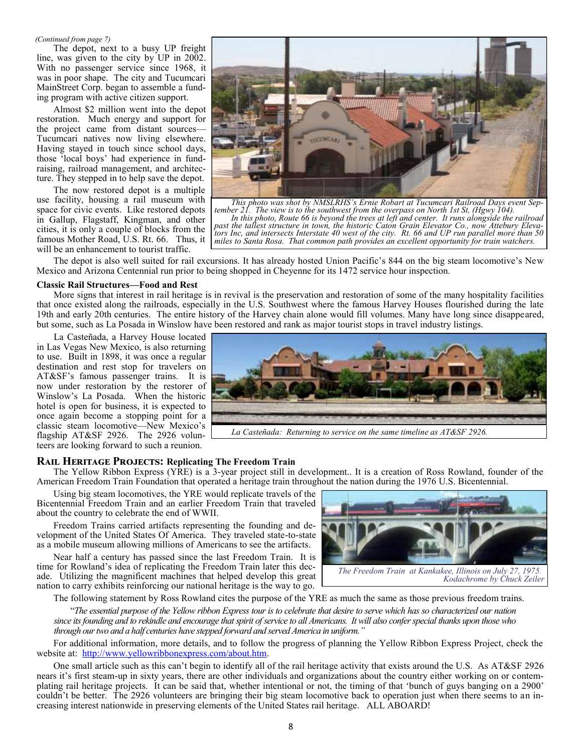*(Continued from page 7)*

The depot, next to a busy UP freight line, was given to the city by UP in 2002. With no passenger service since 1968, it was in poor shape. The city and Tucumcari MainStreet Corp. began to assemble a funding program with active citizen support.

Almost $2 million went into the depot restoration. Much energy and support for the project came from distant sources—Tucumcari natives now living elsewhere. Having stayed in touch since school days, those 'local boys' had experience in fundraising, railroad management, and architecture. They stepped in to help save the depot.

The now restored depot is a multiple use facility, housing a rail museum with space for civic events. Like restored depots in Gallup, Flagstaff, Kingman, and other cities, it is only a couple of blocks from the famous Mother Road, U.S. Rt. 66. Thus, it will be an enhancement to tourist traffic.

*This photo was shot by NMSLRHS's Ernie Robart at Tucumcari Railroad Days event September 21. The view is to the southwest from the overpass on North 1st St, (Hgwy 104).*

*In this photo, Route 66 is beyond the trees at left and center. It runs alongside the railroad past the tallest structure in town, the historic Caton Grain Elevator Co., now Attebury Elevators Inc, and intersects Interstate 40 west of the city. Rt. 66 and UP run parallel more than 50 miles to Santa Rosa. That common path provides an excellent opportunity for train watchers.*

The depot is also well suited for rail excursions. It has already hosted Union Pacific's 844 on the big steam locomotive's New Mexico and Arizona Centennial run prior to being shopped in Cheyenne for its 1472 service hour inspection.

**Classic Rail Structures—Food and Rest**

More signs that interest in rail heritage is in revival is the preservation and restoration of some of the many hospitality facilities that once existed along the railroads, especially in the U.S. Southwest where the famous Harvey Houses flourished during the late 19th and early 20th centuries. The entire history of the Harvey chain alone would fill volumes. Many have long since disappeared, but some, such as La Posada in Winslow have been restored and rank as major tourist stops in travel industry listings.

La Casteñada, a Harvey House located in Las Vegas New Mexico, is also returning to use. Built in 1898, it was once a regular destination and rest stop for travelers on AT&SF's famous passenger trains. It is now under restoration by the restorer of Winslow's La Posada. When the historic hotel is open for business, it is expected to once again become a stopping point for a classic steam locomotive—New Mexico's flagship AT&SF 2926. The 2926 volunteers are looking forward to such a reunion.

*La Casteñada: Returning to service on the same timeline as AT&SF 2926.*

## Rail Heritage Projects: Replicating The Freedom Train

The Yellow Ribbon Express (YRE) is a 3-year project still in development.. It is a creation of Ross Rowland, founder of the American Freedom Train Foundation that operated a heritage train throughout the nation during the 1976 U.S. Bicentennial.

Using big steam locomotives, the YRE would replicate travels of the Bicentennial Freedom Train and an earlier Freedom Train that traveled about the country to celebrate the end of WWII.

Freedom Trains carried artifacts representing the founding and development of the United States Of America. They traveled state-to-state as a mobile museum allowing millions of Americans to see the artifacts.

Near half a century has passed since the last Freedom Train. It is time for Rowland's idea of replicating the Freedom Train later this decade. Utilizing the magnificent machines that helped develop this great nation to carry exhibits reinforcing our national heritage is the way to go.

*The Freedom Train at Kankakee, Illinois on July 27, 1975. Kodachrome by Chuck Zeiler*

The following statement by Ross Rowland cites the purpose of the YRE as much the same as those previous freedom trains.

"*The essential purpose of the Yellow ribbon Express tour is to celebrate that desire to serve which has so characterized our nation since its founding and to rekindle and encourage that spirit of service to all Americans. It will also confer special thanks upon those who through our two and a half centuries have stepped forward and served America in uniform.*"

For additional information, more details, and to follow the progress of planning the Yellow Ribbon Express Project, check the website at: http://www.yellowribbonexpress.com/about.htm.

One small article such as this can't begin to identify all of the rail heritage activity that exists around the U.S. As AT&SF 2926 nears it's first steam-up in sixty years, there are other individuals and organizations about the country either working on or contemplating rail heritage projects. It can be said that, whether intentional or not, the timing of that 'bunch of guys banging on a 2900' couldn't be better. The 2926 volunteers are bringing their big steam locomotive back to operation just when there seems to an increasing interest nationwide in preserving elements of the United States rail heritage. ALL ABOARD!